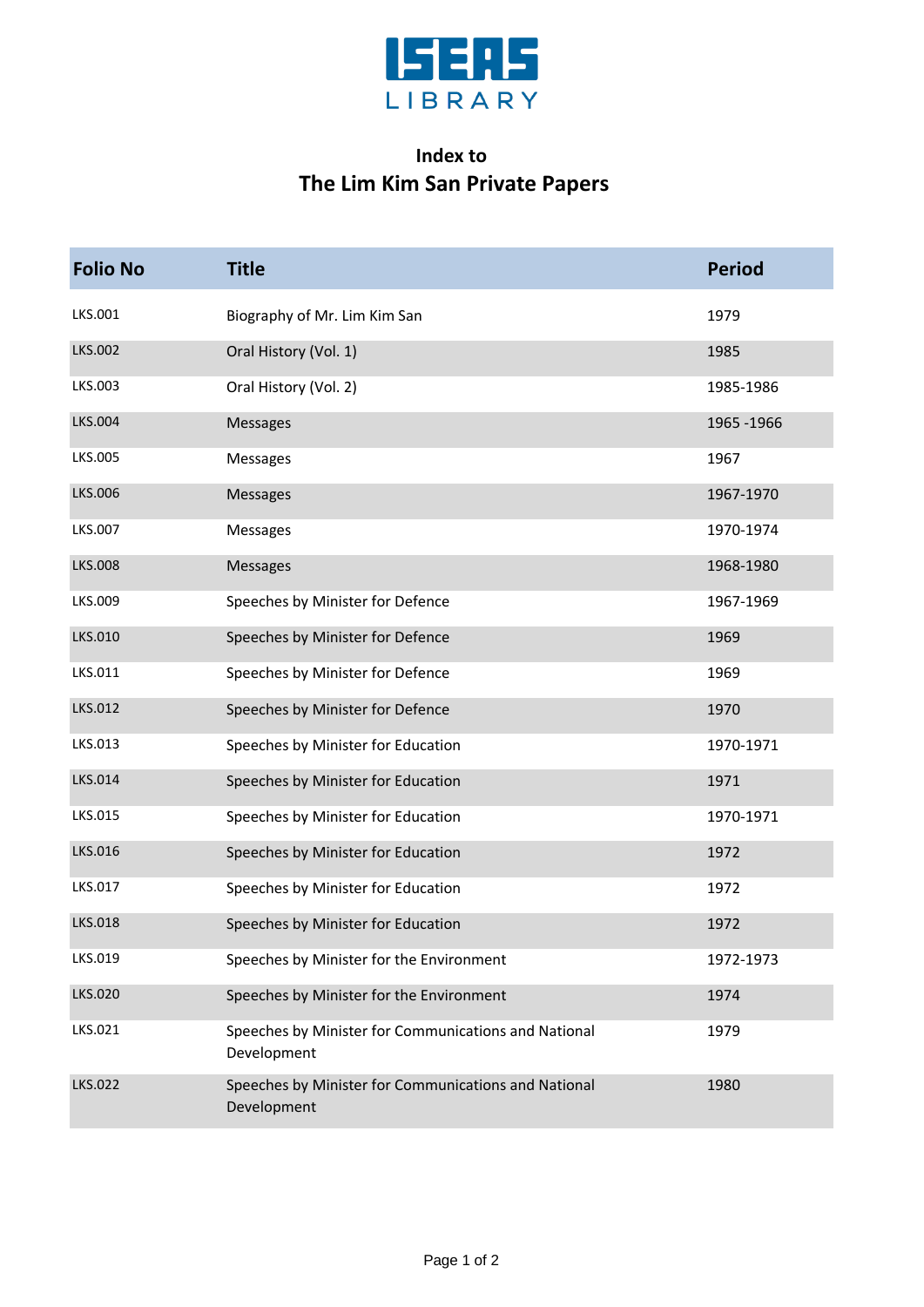ISEAS LIBRARY

## Index to
# The Lim Kim San Private Papers

| Folio No | Title | Period |
|---|---|---|
| LKS.001 | Biography of Mr. Lim Kim San | 1979 |
| LKS.002 | Oral History (Vol. 1) | 1985 |
| LKS.003 | Oral History (Vol. 2) | 1985-1986 |
| LKS.004 | Messages | 1965 -1966 |
| LKS.005 | Messages | 1967 |
| LKS.006 | Messages | 1967-1970 |
| LKS.007 | Messages | 1970-1974 |
| LKS.008 | Messages | 1968-1980 |
| LKS.009 | Speeches by Minister for Defence | 1967-1969 |
| LKS.010 | Speeches by Minister for Defence | 1969 |
| LKS.011 | Speeches by Minister for Defence | 1969 |
| LKS.012 | Speeches by Minister for Defence | 1970 |
| LKS.013 | Speeches by Minister for Education | 1970-1971 |
| LKS.014 | Speeches by Minister for Education | 1971 |
| LKS.015 | Speeches by Minister for Education | 1970-1971 |
| LKS.016 | Speeches by Minister for Education | 1972 |
| LKS.017 | Speeches by Minister for Education | 1972 |
| LKS.018 | Speeches by Minister for Education | 1972 |
| LKS.019 | Speeches by Minister for the Environment | 1972-1973 |
| LKS.020 | Speeches by Minister for the Environment | 1974 |
| LKS.021 | Speeches by Minister for Communications and National Development | 1979 |
| LKS.022 | Speeches by Minister for Communications and National Development | 1980 |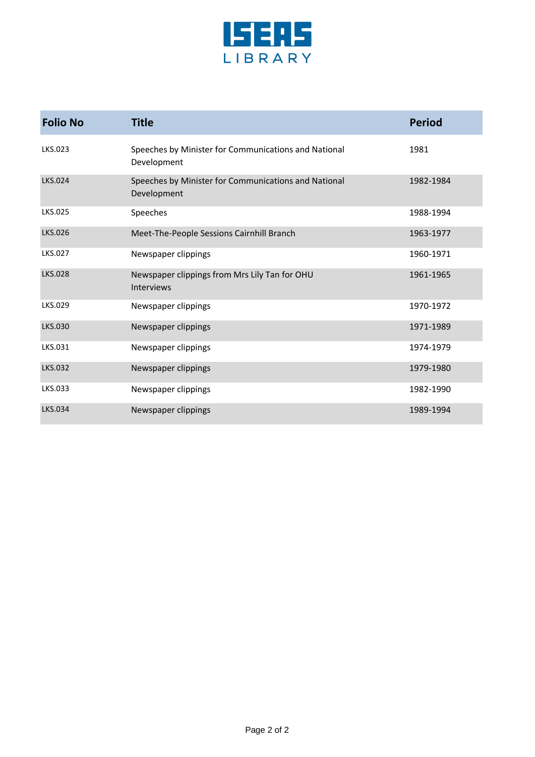| Folio No | Title | Period |
|---|---|---|
| LKS.023 | Speeches by Minister for Communications and National Development | 1981 |
| LKS.024 | Speeches by Minister for Communications and National Development | 1982-1984 |
| LKS.025 | Speeches | 1988-1994 |
| LKS.026 | Meet-The-People Sessions Cairnhill Branch | 1963-1977 |
| LKS.027 | Newspaper clippings | 1960-1971 |
| LKS.028 | Newspaper clippings from Mrs Lily Tan for OHU Interviews | 1961-1965 |
| LKS.029 | Newspaper clippings | 1970-1972 |
| LKS.030 | Newspaper clippings | 1971-1989 |
| LKS.031 | Newspaper clippings | 1974-1979 |
| LKS.032 | Newspaper clippings | 1979-1980 |
| LKS.033 | Newspaper clippings | 1982-1990 |
| LKS.034 | Newspaper clippings | 1989-1994 |